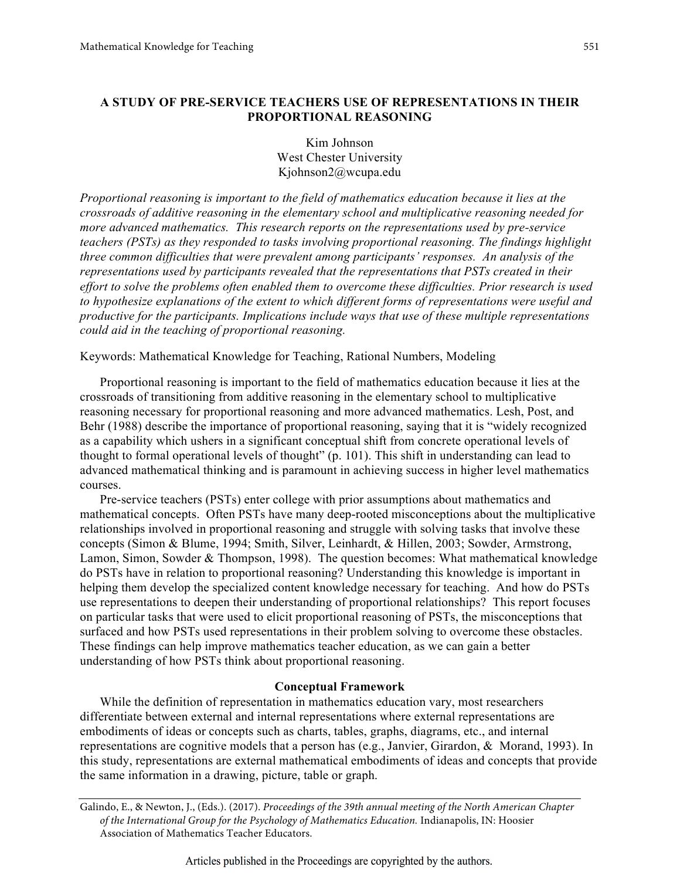# A STUDY OF PRE-SERVICE TEACHERS USE OF REPRESENTATIONS IN THEIR PROPORTIONAL REASONING

Kim Johnson
West Chester University
Kjohnson2@wcupa.edu

*Proportional reasoning is important to the field of mathematics education because it lies at the crossroads of additive reasoning in the elementary school and multiplicative reasoning needed for more advanced mathematics. This research reports on the representations used by pre-service teachers (PSTs) as they responded to tasks involving proportional reasoning. The findings highlight three common difficulties that were prevalent among participants' responses. An analysis of the representations used by participants revealed that the representations that PSTs created in their effort to solve the problems often enabled them to overcome these difficulties. Prior research is used to hypothesize explanations of the extent to which different forms of representations were useful and productive for the participants. Implications include ways that use of these multiple representations could aid in the teaching of proportional reasoning.*

Keywords: Mathematical Knowledge for Teaching, Rational Numbers, Modeling

Proportional reasoning is important to the field of mathematics education because it lies at the crossroads of transitioning from additive reasoning in the elementary school to multiplicative reasoning necessary for proportional reasoning and more advanced mathematics. Lesh, Post, and Behr (1988) describe the importance of proportional reasoning, saying that it is "widely recognized as a capability which ushers in a significant conceptual shift from concrete operational levels of thought to formal operational levels of thought" (p. 101). This shift in understanding can lead to advanced mathematical thinking and is paramount in achieving success in higher level mathematics courses.

Pre-service teachers (PSTs) enter college with prior assumptions about mathematics and mathematical concepts. Often PSTs have many deep-rooted misconceptions about the multiplicative relationships involved in proportional reasoning and struggle with solving tasks that involve these concepts (Simon & Blume, 1994; Smith, Silver, Leinhardt, & Hillen, 2003; Sowder, Armstrong, Lamon, Simon, Sowder & Thompson, 1998). The question becomes: What mathematical knowledge do PSTs have in relation to proportional reasoning? Understanding this knowledge is important in helping them develop the specialized content knowledge necessary for teaching. And how do PSTs use representations to deepen their understanding of proportional relationships? This report focuses on particular tasks that were used to elicit proportional reasoning of PSTs, the misconceptions that surfaced and how PSTs used representations in their problem solving to overcome these obstacles. These findings can help improve mathematics teacher education, as we can gain a better understanding of how PSTs think about proportional reasoning.

## Conceptual Framework

While the definition of representation in mathematics education vary, most researchers differentiate between external and internal representations where external representations are embodiments of ideas or concepts such as charts, tables, graphs, diagrams, etc., and internal representations are cognitive models that a person has (e.g., Janvier, Girardon, & Morand, 1993). In this study, representations are external mathematical embodiments of ideas and concepts that provide the same information in a drawing, picture, table or graph.

Galindo, E., & Newton, J., (Eds.). (2017). *Proceedings of the 39th annual meeting of the North American Chapter of the International Group for the Psychology of Mathematics Education.* Indianapolis, IN: Hoosier Association of Mathematics Teacher Educators.

Articles published in the Proceedings are copyrighted by the authors.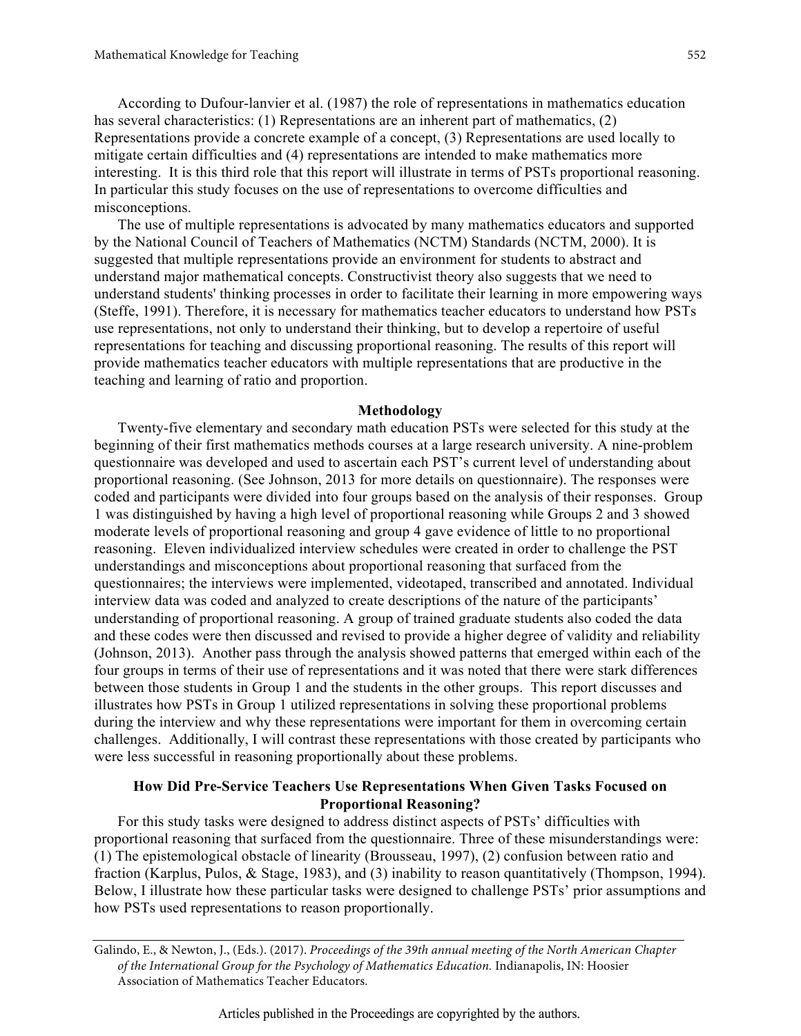According to Dufour-lanvier et al. (1987) the role of representations in mathematics education has several characteristics: (1) Representations are an inherent part of mathematics, (2) Representations provide a concrete example of a concept, (3) Representations are used locally to mitigate certain difficulties and (4) representations are intended to make mathematics more interesting. It is this third role that this report will illustrate in terms of PSTs proportional reasoning. In particular this study focuses on the use of representations to overcome difficulties and misconceptions.

The use of multiple representations is advocated by many mathematics educators and supported by the National Council of Teachers of Mathematics (NCTM) Standards (NCTM, 2000). It is suggested that multiple representations provide an environment for students to abstract and understand major mathematical concepts. Constructivist theory also suggests that we need to understand students' thinking processes in order to facilitate their learning in more empowering ways (Steffe, 1991). Therefore, it is necessary for mathematics teacher educators to understand how PSTs use representations, not only to understand their thinking, but to develop a repertoire of useful representations for teaching and discussing proportional reasoning. The results of this report will provide mathematics teacher educators with multiple representations that are productive in the teaching and learning of ratio and proportion.

## Methodology

Twenty-five elementary and secondary math education PSTs were selected for this study at the beginning of their first mathematics methods courses at a large research university. A nine-problem questionnaire was developed and used to ascertain each PST's current level of understanding about proportional reasoning. (See Johnson, 2013 for more details on questionnaire). The responses were coded and participants were divided into four groups based on the analysis of their responses. Group 1 was distinguished by having a high level of proportional reasoning while Groups 2 and 3 showed moderate levels of proportional reasoning and group 4 gave evidence of little to no proportional reasoning. Eleven individualized interview schedules were created in order to challenge the PST understandings and misconceptions about proportional reasoning that surfaced from the questionnaires; the interviews were implemented, videotaped, transcribed and annotated. Individual interview data was coded and analyzed to create descriptions of the nature of the participants' understanding of proportional reasoning. A group of trained graduate students also coded the data and these codes were then discussed and revised to provide a higher degree of validity and reliability (Johnson, 2013). Another pass through the analysis showed patterns that emerged within each of the four groups in terms of their use of representations and it was noted that there were stark differences between those students in Group 1 and the students in the other groups. This report discusses and illustrates how PSTs in Group 1 utilized representations in solving these proportional problems during the interview and why these representations were important for them in overcoming certain challenges. Additionally, I will contrast these representations with those created by participants who were less successful in reasoning proportionally about these problems.

## How Did Pre-Service Teachers Use Representations When Given Tasks Focused on Proportional Reasoning?

For this study tasks were designed to address distinct aspects of PSTs' difficulties with proportional reasoning that surfaced from the questionnaire. Three of these misunderstandings were: (1) The epistemological obstacle of linearity (Brousseau, 1997), (2) confusion between ratio and fraction (Karplus, Pulos, & Stage, 1983), and (3) inability to reason quantitatively (Thompson, 1994). Below, I illustrate how these particular tasks were designed to challenge PSTs' prior assumptions and how PSTs used representations to reason proportionally.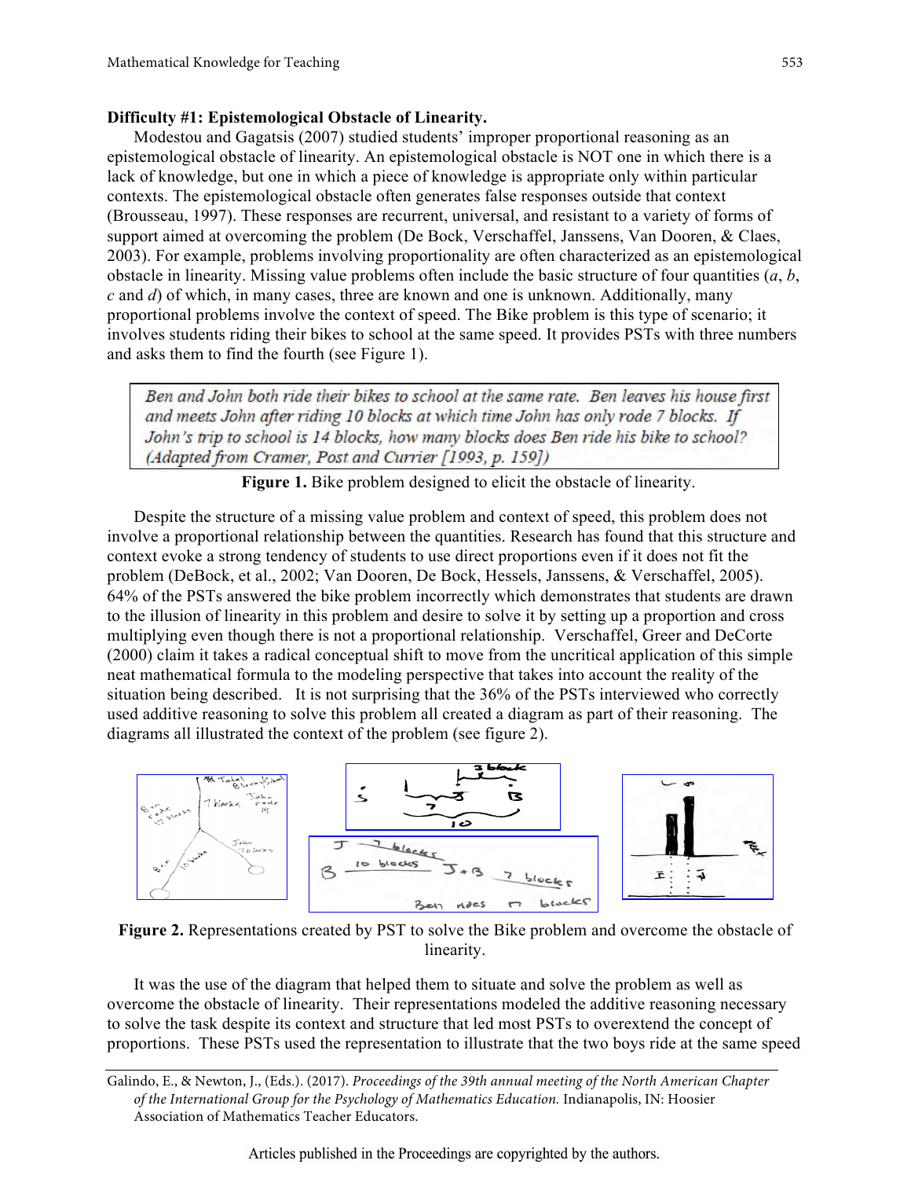**Difficulty #1: Epistemological Obstacle of Linearity.**

Modestou and Gagatsis (2007) studied students' improper proportional reasoning as an epistemological obstacle of linearity. An epistemological obstacle is NOT one in which there is a lack of knowledge, but one in which a piece of knowledge is appropriate only within particular contexts. The epistemological obstacle often generates false responses outside that context (Brousseau, 1997). These responses are recurrent, universal, and resistant to a variety of forms of support aimed at overcoming the problem (De Bock, Verschaffel, Janssens, Van Dooren, & Claes, 2003). For example, problems involving proportionality are often characterized as an epistemological obstacle in linearity. Missing value problems often include the basic structure of four quantities ($a$, $b$, $c$ and $d$) of which, in many cases, three are known and one is unknown. Additionally, many proportional problems involve the context of speed. The Bike problem is this type of scenario; it involves students riding their bikes to school at the same speed. It provides PSTs with three numbers and asks them to find the fourth (see Figure 1).

> *Ben and John both ride their bikes to school at the same rate. Ben leaves his house first and meets John after riding 10 blocks at which time John has only rode 7 blocks. If John's trip to school is 14 blocks, how many blocks does Ben ride his bike to school? (Adapted from Cramer, Post and Currier [1993, p. 159])*

**Figure 1.** Bike problem designed to elicit the obstacle of linearity.

Despite the structure of a missing value problem and context of speed, this problem does not involve a proportional relationship between the quantities. Research has found that this structure and context evoke a strong tendency of students to use direct proportions even if it does not fit the problem (DeBock, et al., 2002; Van Dooren, De Bock, Hessels, Janssens, & Verschaffel, 2005). 64% of the PSTs answered the bike problem incorrectly which demonstrates that students are drawn to the illusion of linearity in this problem and desire to solve it by setting up a proportion and cross multiplying even though there is not a proportional relationship. Verschaffel, Greer and DeCorte (2000) claim it takes a radical conceptual shift to move from the uncritical application of this simple neat mathematical formula to the modeling perspective that takes into account the reality of the situation being described. It is not surprising that the 36% of the PSTs interviewed who correctly used additive reasoning to solve this problem all created a diagram as part of their reasoning. The diagrams all illustrated the context of the problem (see figure 2).

**Figure 2.** Representations created by PST to solve the Bike problem and overcome the obstacle of linearity.

It was the use of the diagram that helped them to situate and solve the problem as well as overcome the obstacle of linearity. Their representations modeled the additive reasoning necessary to solve the task despite its context and structure that led most PSTs to overextend the concept of proportions. These PSTs used the representation to illustrate that the two boys ride at the same speed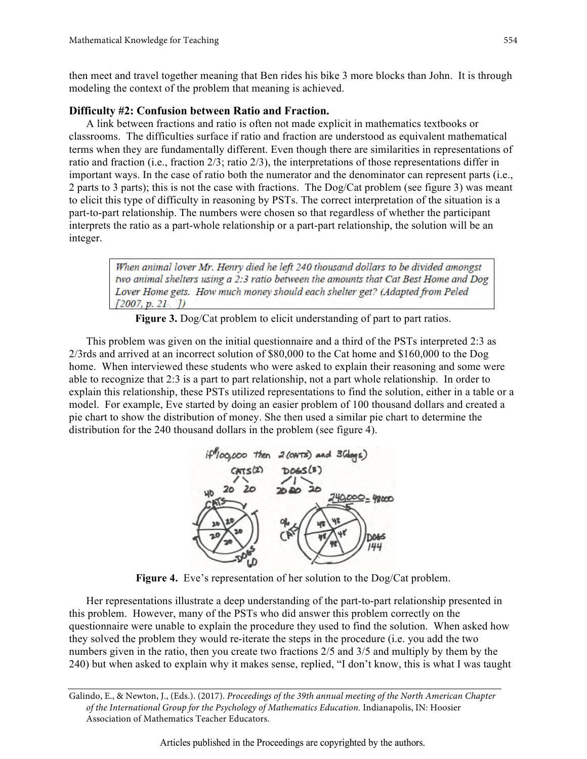then meet and travel together meaning that Ben rides his bike 3 more blocks than John. It is through modeling the context of the problem that meaning is achieved.

### Difficulty #2: Confusion between Ratio and Fraction.

A link between fractions and ratio is often not made explicit in mathematics textbooks or classrooms. The difficulties surface if ratio and fraction are understood as equivalent mathematical terms when they are fundamentally different. Even though there are similarities in representations of ratio and fraction (i.e., fraction 2/3; ratio 2/3), the interpretations of those representations differ in important ways. In the case of ratio both the numerator and the denominator can represent parts (i.e., 2 parts to 3 parts); this is not the case with fractions. The Dog/Cat problem (see figure 3) was meant to elicit this type of difficulty in reasoning by PSTs. The correct interpretation of the situation is a part-to-part relationship. The numbers were chosen so that regardless of whether the participant interprets the ratio as a part-whole relationship or a part-part relationship, the solution will be an integer.

*When animal lover Mr. Henry died he left 240 thousand dollars to be divided amongst two animal shelters using a 2:3 ratio between the amounts that Cat Best Home and Dog Lover Home gets. How much money should each shelter get? (Adapted from Peled [2007, p. 21])*

**Figure 3.** Dog/Cat problem to elicit understanding of part to part ratios.

This problem was given on the initial questionnaire and a third of the PSTs interpreted 2:3 as 2/3rds and arrived at an incorrect solution of $80,000 to the Cat home and $160,000 to the Dog home. When interviewed these students who were asked to explain their reasoning and some were able to recognize that 2:3 is a part to part relationship, not a part whole relationship. In order to explain this relationship, these PSTs utilized representations to find the solution, either in a table or a model. For example, Eve started by doing an easier problem of 100 thousand dollars and created a pie chart to show the distribution of money. She then used a similar pie chart to determine the distribution for the 240 thousand dollars in the problem (see figure 4).

**Figure 4.** Eve's representation of her solution to the Dog/Cat problem.

Her representations illustrate a deep understanding of the part-to-part relationship presented in this problem. However, many of the PSTs who did answer this problem correctly on the questionnaire were unable to explain the procedure they used to find the solution. When asked how they solved the problem they would re-iterate the steps in the procedure (i.e. you add the two numbers given in the ratio, then you create two fractions 2/5 and 3/5 and multiply by them by the 240) but when asked to explain why it makes sense, replied, "I don't know, this is what I was taught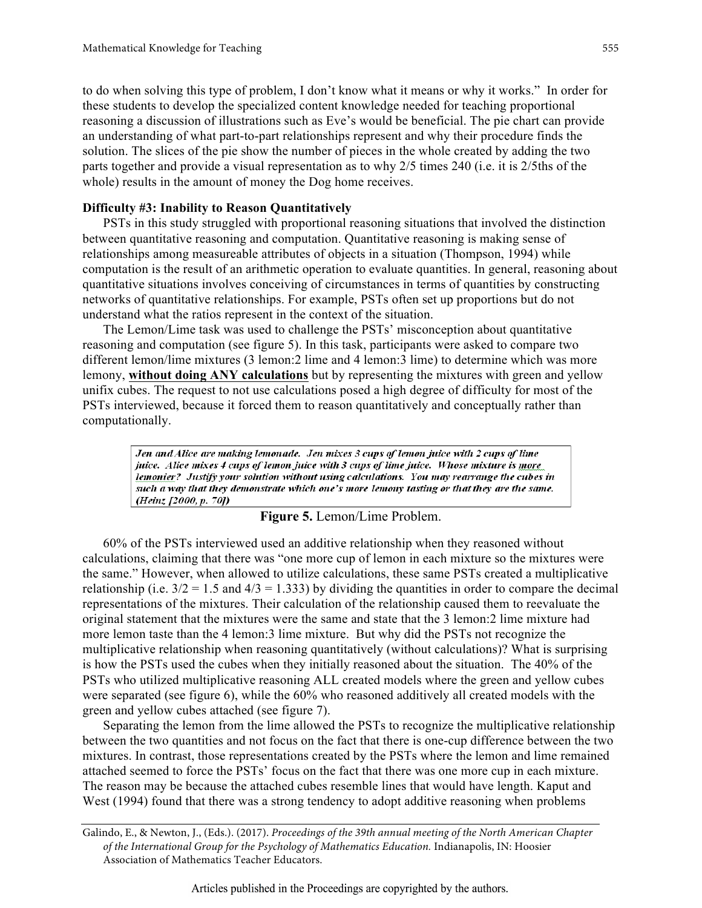to do when solving this type of problem, I don't know what it means or why it works." In order for these students to develop the specialized content knowledge needed for teaching proportional reasoning a discussion of illustrations such as Eve's would be beneficial. The pie chart can provide an understanding of what part-to-part relationships represent and why their procedure finds the solution. The slices of the pie show the number of pieces in the whole created by adding the two parts together and provide a visual representation as to why 2/5 times 240 (i.e. it is 2/5ths of the whole) results in the amount of money the Dog home receives.

**Difficulty #3: Inability to Reason Quantitatively**

PSTs in this study struggled with proportional reasoning situations that involved the distinction between quantitative reasoning and computation. Quantitative reasoning is making sense of relationships among measureable attributes of objects in a situation (Thompson, 1994) while computation is the result of an arithmetic operation to evaluate quantities. In general, reasoning about quantitative situations involves conceiving of circumstances in terms of quantities by constructing networks of quantitative relationships. For example, PSTs often set up proportions but do not understand what the ratios represent in the context of the situation.

The Lemon/Lime task was used to challenge the PSTs' misconception about quantitative reasoning and computation (see figure 5). In this task, participants were asked to compare two different lemon/lime mixtures (3 lemon:2 lime and 4 lemon:3 lime) to determine which was more lemony, **without doing ANY calculations** but by representing the mixtures with green and yellow unifix cubes. The request to not use calculations posed a high degree of difficulty for most of the PSTs interviewed, because it forced them to reason quantitatively and conceptually rather than computationally.

> ***Jen and Alice are making lemonade. Jen mixes 3 cups of lemon juice with 2 cups of lime juice. Alice mixes 4 cups of lemon juice with 3 cups of lime juice. Whose mixture is more lemonier? Justify your solution without using calculations. You may rearrange the cubes in such a way that they demonstrate which one's more lemony tasting or that they are the same. (Heinz [2000, p. 70])***

**Figure 5.** Lemon/Lime Problem.

60% of the PSTs interviewed used an additive relationship when they reasoned without calculations, claiming that there was "one more cup of lemon in each mixture so the mixtures were the same." However, when allowed to utilize calculations, these same PSTs created a multiplicative relationship (i.e. $3/2 = 1.5$ and $4/3 = 1.333$) by dividing the quantities in order to compare the decimal representations of the mixtures. Their calculation of the relationship caused them to reevaluate the original statement that the mixtures were the same and state that the 3 lemon:2 lime mixture had more lemon taste than the 4 lemon:3 lime mixture. But why did the PSTs not recognize the multiplicative relationship when reasoning quantitatively (without calculations)? What is surprising is how the PSTs used the cubes when they initially reasoned about the situation. The 40% of the PSTs who utilized multiplicative reasoning ALL created models where the green and yellow cubes were separated (see figure 6), while the 60% who reasoned additively all created models with the green and yellow cubes attached (see figure 7).

Separating the lemon from the lime allowed the PSTs to recognize the multiplicative relationship between the two quantities and not focus on the fact that there is one-cup difference between the two mixtures. In contrast, those representations created by the PSTs where the lemon and lime remained attached seemed to force the PSTs' focus on the fact that there was one more cup in each mixture. The reason may be because the attached cubes resemble lines that would have length. Kaput and West (1994) found that there was a strong tendency to adopt additive reasoning when problems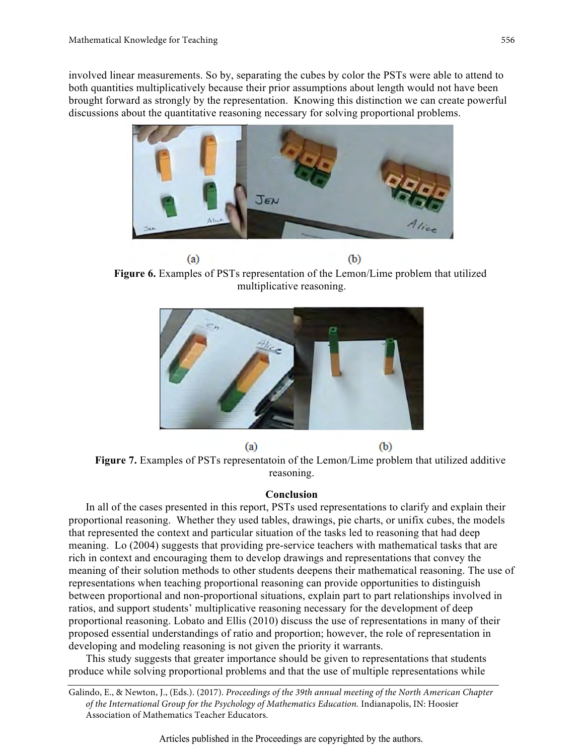involved linear measurements. So by, separating the cubes by color the PSTs were able to attend to both quantities multiplicatively because their prior assumptions about length would not have been brought forward as strongly by the representation. Knowing this distinction we can create powerful discussions about the quantitative reasoning necessary for solving proportional problems.

(a) (b)

**Figure 6.** Examples of PSTs representation of the Lemon/Lime problem that utilized multiplicative reasoning.

(a) (b)

**Figure 7.** Examples of PSTs representatoin of the Lemon/Lime problem that utilized additive reasoning.

**Conclusion**

In all of the cases presented in this report, PSTs used representations to clarify and explain their proportional reasoning. Whether they used tables, drawings, pie charts, or unifix cubes, the models that represented the context and particular situation of the tasks led to reasoning that had deep meaning. Lo (2004) suggests that providing pre-service teachers with mathematical tasks that are rich in context and encouraging them to develop drawings and representations that convey the meaning of their solution methods to other students deepens their mathematical reasoning. The use of representations when teaching proportional reasoning can provide opportunities to distinguish between proportional and non-proportional situations, explain part to part relationships involved in ratios, and support students' multiplicative reasoning necessary for the development of deep proportional reasoning. Lobato and Ellis (2010) discuss the use of representations in many of their proposed essential understandings of ratio and proportion; however, the role of representation in developing and modeling reasoning is not given the priority it warrants.

This study suggests that greater importance should be given to representations that students produce while solving proportional problems and that the use of multiple representations while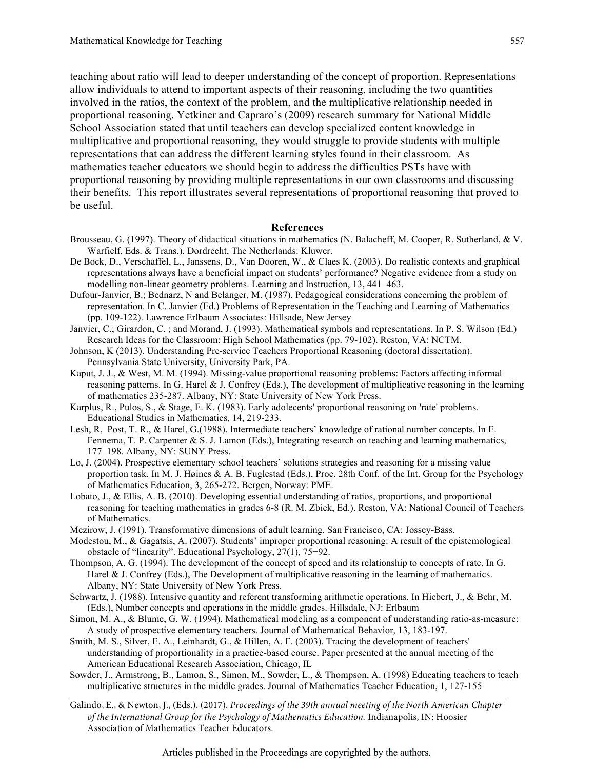teaching about ratio will lead to deeper understanding of the concept of proportion. Representations allow individuals to attend to important aspects of their reasoning, including the two quantities involved in the ratios, the context of the problem, and the multiplicative relationship needed in proportional reasoning. Yetkiner and Capraro's (2009) research summary for National Middle School Association stated that until teachers can develop specialized content knowledge in multiplicative and proportional reasoning, they would struggle to provide students with multiple representations that can address the different learning styles found in their classroom. As mathematics teacher educators we should begin to address the difficulties PSTs have with proportional reasoning by providing multiple representations in our own classrooms and discussing their benefits. This report illustrates several representations of proportional reasoning that proved to be useful.

## References

Brousseau, G. (1997). Theory of didactical situations in mathematics (N. Balacheff, M. Cooper, R. Sutherland, & V. Warfielf, Eds. & Trans.). Dordrecht, The Netherlands: Kluwer.

De Bock, D., Verschaffel, L., Janssens, D., Van Dooren, W., & Claes K. (2003). Do realistic contexts and graphical representations always have a beneficial impact on students' performance? Negative evidence from a study on modelling non-linear geometry problems. Learning and Instruction, 13, 441–463.

Dufour-Janvier, B.; Bednarz, N and Belanger, M. (1987). Pedagogical considerations concerning the problem of representation. In C. Janvier (Ed.) Problems of Representation in the Teaching and Learning of Mathematics (pp. 109-122). Lawrence Erlbaum Associates: Hillsade, New Jersey

Janvier, C.; Girardon, C. ; and Morand, J. (1993). Mathematical symbols and representations. In P. S. Wilson (Ed.) Research Ideas for the Classroom: High School Mathematics (pp. 79-102). Reston, VA: NCTM.

Johnson, K (2013). Understanding Pre-service Teachers Proportional Reasoning (doctoral dissertation). Pennsylvania State University, University Park, PA.

Kaput, J. J., & West, M. M. (1994). Missing-value proportional reasoning problems: Factors affecting informal reasoning patterns. In G. Harel & J. Confrey (Eds.), The development of multiplicative reasoning in the learning of mathematics 235-287. Albany, NY: State University of New York Press.

Karplus, R., Pulos, S., & Stage, E. K. (1983). Early adolecents' proportional reasoning on 'rate' problems. Educational Studies in Mathematics, 14, 219-233.

Lesh, R, Post, T. R., & Harel, G.(1988). Intermediate teachers' knowledge of rational number concepts. In E. Fennema, T. P. Carpenter & S. J. Lamon (Eds.), Integrating research on teaching and learning mathematics, 177–198. Albany, NY: SUNY Press.

Lo, J. (2004). Prospective elementary school teachers' solutions strategies and reasoning for a missing value proportion task. In M. J. Høines & A. B. Fuglestad (Eds.), Proc. 28th Conf. of the Int. Group for the Psychology of Mathematics Education, 3, 265-272. Bergen, Norway: PME.

Lobato, J., & Ellis, A. B. (2010). Developing essential understanding of ratios, proportions, and proportional reasoning for teaching mathematics in grades 6-8 (R. M. Zbiek, Ed.). Reston, VA: National Council of Teachers of Mathematics.

Mezirow, J. (1991). Transformative dimensions of adult learning. San Francisco, CA: Jossey-Bass.

Modestou, M., & Gagatsis, A. (2007). Students' improper proportional reasoning: A result of the epistemological obstacle of "linearity". Educational Psychology, 27(1), 75–92.

Thompson, A. G. (1994). The development of the concept of speed and its relationship to concepts of rate. In G. Harel & J. Confrey (Eds.), The Development of multiplicative reasoning in the learning of mathematics. Albany, NY: State University of New York Press.

Schwartz, J. (1988). Intensive quantity and referent transforming arithmetic operations. In Hiebert, J., & Behr, M. (Eds.), Number concepts and operations in the middle grades. Hillsdale, NJ: Erlbaum

Simon, M. A., & Blume, G. W. (1994). Mathematical modeling as a component of understanding ratio-as-measure: A study of prospective elementary teachers. Journal of Mathematical Behavior, 13, 183-197.

Smith, M. S., Silver, E. A., Leinhardt, G., & Hillen, A. F. (2003). Tracing the development of teachers' understanding of proportionality in a practice-based course. Paper presented at the annual meeting of the American Educational Research Association, Chicago, IL

Sowder, J., Armstrong, B., Lamon, S., Simon, M., Sowder, L., & Thompson, A. (1998) Educating teachers to teach multiplicative structures in the middle grades. Journal of Mathematics Teacher Education, 1, 127-155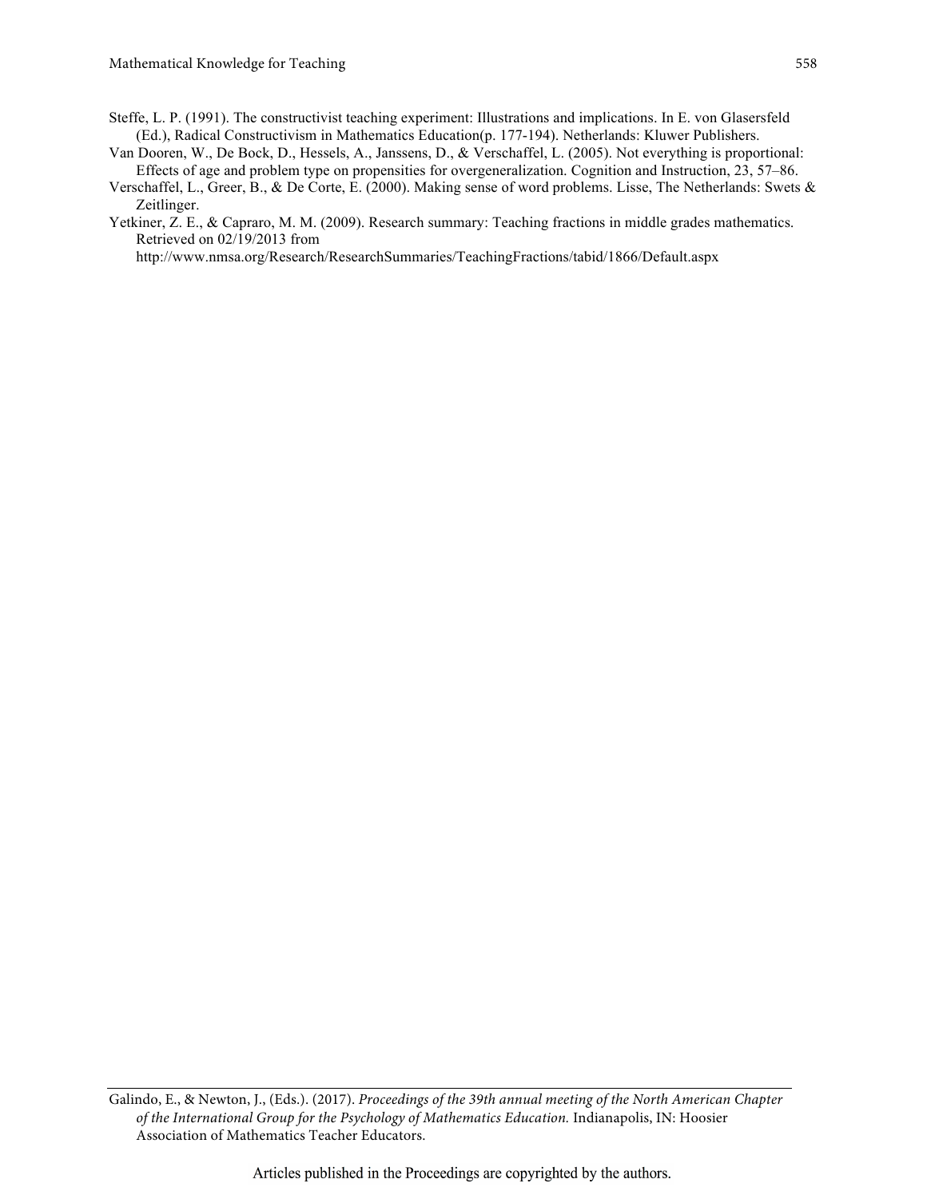Steffe, L. P. (1991). The constructivist teaching experiment: Illustrations and implications. In E. von Glasersfeld (Ed.), Radical Constructivism in Mathematics Education(p. 177-194). Netherlands: Kluwer Publishers.

Van Dooren, W., De Bock, D., Hessels, A., Janssens, D., & Verschaffel, L. (2005). Not everything is proportional: Effects of age and problem type on propensities for overgeneralization. Cognition and Instruction, 23, 57–86.

Verschaffel, L., Greer, B., & De Corte, E. (2000). Making sense of word problems. Lisse, The Netherlands: Swets & Zeitlinger.

Yetkiner, Z. E., & Capraro, M. M. (2009). Research summary: Teaching fractions in middle grades mathematics. Retrieved on 02/19/2013 from http://www.nmsa.org/Research/ResearchSummaries/TeachingFractions/tabid/1866/Default.aspx